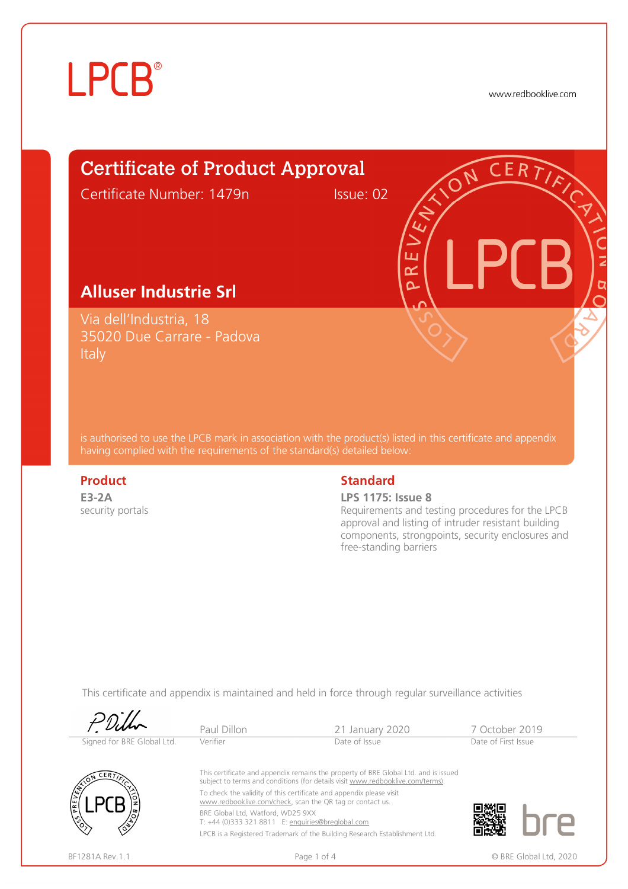LPCB®

www.redbooklive.com

# Certificate of Product Approval

Certificate Number: 1479n Issue: 02

## Alluser Industrie Srl

Via dell'Industria, 18
35020 Due Carrare - Padova
Italy

is authorised to use the LPCB mark in association with the product(s) listed in this certificate and appendix having complied with the requirements of the standard(s) detailed below:

### Product

**E3-2A**
security portals

### Standard

**LPS 1175: Issue 8**
Requirements and testing procedures for the LPCB approval and listing of intruder resistant building components, strongpoints, security enclosures and free-standing barriers

This certificate and appendix is maintained and held in force through regular surveillance activities

| Signed for BRE Global Ltd. | Paul Dillon | 21 January 2020 | 7 October 2019 |
|---|---|---|---|
| | Verifier | Date of Issue | Date of First Issue |

This certificate and appendix remains the property of BRE Global Ltd. and is issued subject to terms and conditions (for details visit www.redbooklive.com/terms).

To check the validity of this certificate and appendix please visit www.redbooklive.com/check, scan the QR tag or contact us.

BRE Global Ltd, Watford, WD25 9XX
T: +44 (0)333 321 8811 E: enquiries@breglobal.com

LPCB is a Registered Trademark of the Building Research Establishment Ltd.

BF1281A Rev.1.1

© BRE Global Ltd, 2020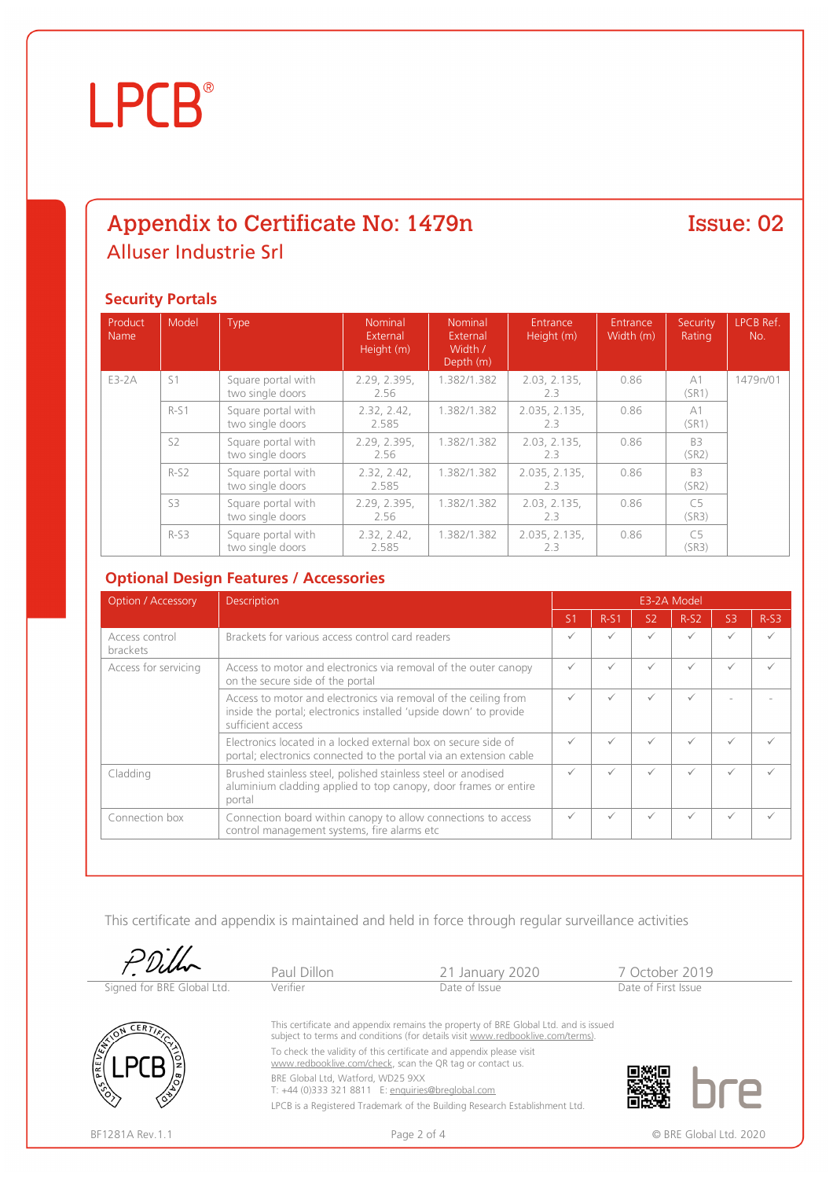LPCB®

# Appendix to Certificate No: 1479n

**Issue: 02**

## Alluser Industrie Srl

### Security Portals

| Product Name | Model | Type | Nominal External Height (m) | Nominal External Width / Depth (m) | Entrance Height (m) | Entrance Width (m) | Security Rating | LPCB Ref. No. |
|---|---|---|---|---|---|---|---|---|
| E3-2A | S1 | Square portal with two single doors | 2.29, 2.395, 2.56 | 1.382/1.382 | 2.03, 2.135, 2.3 | 0.86 | A1 (SR1) | 1479n/01 |
| | R-S1 | Square portal with two single doors | 2.32, 2.42, 2.585 | 1.382/1.382 | 2.035, 2.135, 2.3 | 0.86 | A1 (SR1) | |
| | S2 | Square portal with two single doors | 2.29, 2.395, 2.56 | 1.382/1.382 | 2.03, 2.135, 2.3 | 0.86 | B3 (SR2) | |
| | R-S2 | Square portal with two single doors | 2.32, 2.42, 2.585 | 1.382/1.382 | 2.035, 2.135, 2.3 | 0.86 | B3 (SR2) | |
| | S3 | Square portal with two single doors | 2.29, 2.395, 2.56 | 1.382/1.382 | 2.03, 2.135, 2.3 | 0.86 | C5 (SR3) | |
| | R-S3 | Square portal with two single doors | 2.32, 2.42, 2.585 | 1.382/1.382 | 2.035, 2.135, 2.3 | 0.86 | C5 (SR3) | |

### Optional Design Features / Accessories

| Option / Accessory | Description | E3-2A Model | | | | | |
|---|---|---|---|---|---|---|---|
| | | S1 | R-S1 | S2 | R-S2 | S3 | R-S3 |
| Access control brackets | Brackets for various access control card readers | ✓ | ✓ | ✓ | ✓ | ✓ | ✓ |
| Access for servicing | Access to motor and electronics via removal of the outer canopy on the secure side of the portal | ✓ | ✓ | ✓ | ✓ | ✓ | ✓ |
| | Access to motor and electronics via removal of the ceiling from inside the portal; electronics installed 'upside down' to provide sufficient access | ✓ | ✓ | ✓ | ✓ | - | - |
| | Electronics located in a locked external box on secure side of portal; electronics connected to the portal via an extension cable | ✓ | ✓ | ✓ | ✓ | ✓ | ✓ |
| Cladding | Brushed stainless steel, polished stainless steel or anodised aluminium cladding applied to top canopy, door frames or entire portal | ✓ | ✓ | ✓ | ✓ | ✓ | ✓ |
| Connection box | Connection board within canopy to allow connections to access control management systems, fire alarms etc | ✓ | ✓ | ✓ | ✓ | ✓ | ✓ |

This certificate and appendix is maintained and held in force through regular surveillance activities

| Signed for BRE Global Ltd. | Paul Dillon<br>Verifier | 21 January 2020<br>Date of Issue | 7 October 2019<br>Date of First Issue |
|---|---|---|---|

This certificate and appendix remains the property of BRE Global Ltd. and is issued subject to terms and conditions (for details visit www.redbooklive.com/terms).

To check the validity of this certificate and appendix please visit www.redbooklive.com/check, scan the QR tag or contact us.

BRE Global Ltd, Watford, WD25 9XX
T: +44 (0)333 321 8811 E: enquiries@breglobal.com

LPCB is a Registered Trademark of the Building Research Establishment Ltd.

BF1281A Rev.1.1

© BRE Global Ltd. 2020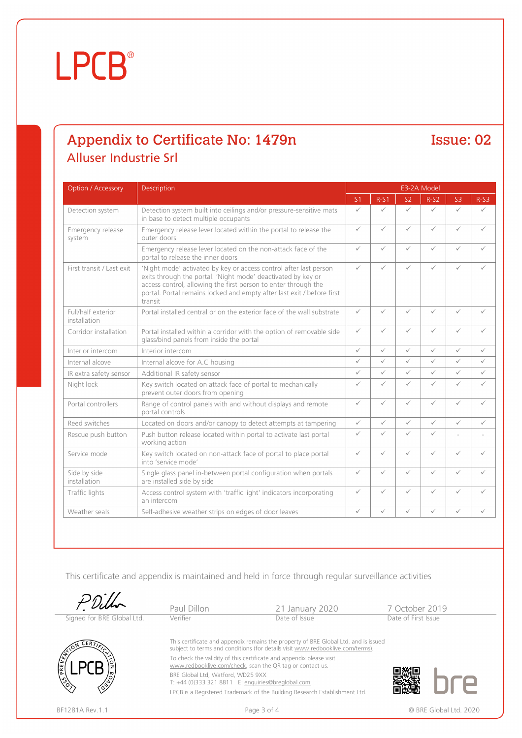LPCB®

## Appendix to Certificate No: 1479n

**Issue: 02**

### Alluser Industrie Srl

| Option / Accessory | Description | E3-2A Model | | | | | |
|---|---|---|---|---|---|---|---|
| | | S1 | R-S1 | S2 | R-S2 | S3 | R-S3 |
| Detection system | Detection system built into ceilings and/or pressure-sensitive mats in base to detect multiple occupants | ✓ | ✓ | ✓ | ✓ | ✓ | ✓ |
| Emergency release system | Emergency release lever located within the portal to release the outer doors | ✓ | ✓ | ✓ | ✓ | ✓ | ✓ |
| | Emergency release lever located on the non-attack face of the portal to release the inner doors | ✓ | ✓ | ✓ | ✓ | ✓ | ✓ |
| First transit / Last exit | 'Night mode' activated by key or access control after last person exits through the portal. 'Night mode' deactivated by key or access control, allowing the first person to enter through the portal. Portal remains locked and empty after last exit / before first transit | ✓ | ✓ | ✓ | ✓ | ✓ | ✓ |
| Full/half exterior installation | Portal installed central or on the exterior face of the wall substrate | ✓ | ✓ | ✓ | ✓ | ✓ | ✓ |
| Corridor installation | Portal installed within a corridor with the option of removable side glass/bind panels from inside the portal | ✓ | ✓ | ✓ | ✓ | ✓ | ✓ |
| Interior intercom | Interior intercom | ✓ | ✓ | ✓ | ✓ | ✓ | ✓ |
| Internal alcove | Internal alcove for A.C housing | ✓ | ✓ | ✓ | ✓ | ✓ | ✓ |
| IR extra safety sensor | Additional IR safety sensor | ✓ | ✓ | ✓ | ✓ | ✓ | ✓ |
| Night lock | Key switch located on attack face of portal to mechanically prevent outer doors from opening | ✓ | ✓ | ✓ | ✓ | ✓ | ✓ |
| Portal controllers | Range of control panels with and without displays and remote portal controls | ✓ | ✓ | ✓ | ✓ | ✓ | ✓ |
| Reed switches | Located on doors and/or canopy to detect attempts at tampering | ✓ | ✓ | ✓ | ✓ | ✓ | ✓ |
| Rescue push button | Push button release located within portal to activate last portal working action | ✓ | ✓ | ✓ | ✓ | - | - |
| Service mode | Key switch located on non-attack face of portal to place portal into 'service mode' | ✓ | ✓ | ✓ | ✓ | ✓ | ✓ |
| Side by side installation | Single glass panel in-between portal configuration when portals are installed side by side | ✓ | ✓ | ✓ | ✓ | ✓ | ✓ |
| Traffic lights | Access control system with 'traffic light' indicators incorporating an intercom | ✓ | ✓ | ✓ | ✓ | ✓ | ✓ |
| Weather seals | Self-adhesive weather strips on edges of door leaves | ✓ | ✓ | ✓ | ✓ | ✓ | ✓ |

This certificate and appendix is maintained and held in force through regular surveillance activities

| Signed for BRE Global Ltd. | Paul Dillon<br>Verifier | 21 January 2020<br>Date of Issue | 7 October 2019<br>Date of First Issue |
|---|---|---|---|

This certificate and appendix remains the property of BRE Global Ltd. and is issued subject to terms and conditions (for details visit www.redbooklive.com/terms).

To check the validity of this certificate and appendix please visit www.redbooklive.com/check, scan the QR tag or contact us.

BRE Global Ltd, Watford, WD25 9XX
T: +44 (0)333 321 8811 E: enquiries@breglobal.com

LPCB is a Registered Trademark of the Building Research Establishment Ltd.

BF1281A Rev.1.1

© BRE Global Ltd. 2020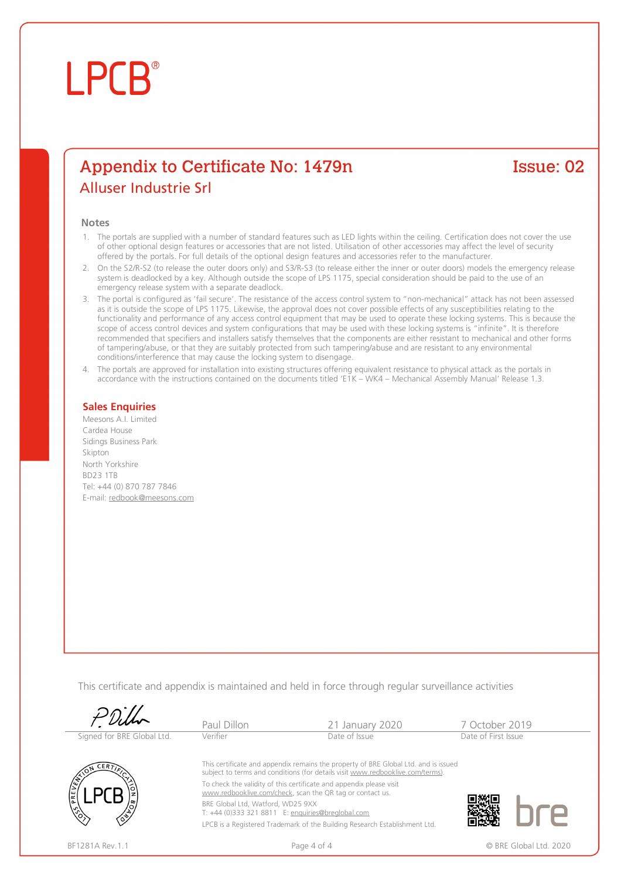# Appendix to Certificate No: 1479n

**Issue: 02**

## Alluser Industrie Srl

### Notes

1. The portals are supplied with a number of standard features such as LED lights within the ceiling. Certification does not cover the use of other optional design features or accessories that are not listed. Utilisation of other accessories may affect the level of security offered by the portals. For full details of the optional design features and accessories refer to the manufacturer.
2. On the S2/R-S2 (to release the outer doors only) and S3/R-S3 (to release either the inner or outer doors) models the emergency release system is deadlocked by a key. Although outside the scope of LPS 1175, special consideration should be paid to the use of an emergency release system with a separate deadlock.
3. The portal is configured as 'fail secure'. The resistance of the access control system to "non-mechanical" attack has not been assessed as it is outside the scope of LPS 1175. Likewise, the approval does not cover possible effects of any susceptibilities relating to the functionality and performance of any access control equipment that may be used to operate these locking systems. This is because the scope of access control devices and system configurations that may be used with these locking systems is "infinite". It is therefore recommended that specifiers and installers satisfy themselves that the components are either resistant to mechanical and other forms of tampering/abuse, or that they are suitably protected from such tampering/abuse and are resistant to any environmental conditions/interference that may cause the locking system to disengage.
4. The portals are approved for installation into existing structures offering equivalent resistance to physical attack as the portals in accordance with the instructions contained on the documents titled 'E1K – WK4 – Mechanical Assembly Manual' Release 1.3.

### Sales Enquiries

Meesons A.I. Limited
Cardea House
Sidings Business Park
Skipton
North Yorkshire
BD23 1TB
Tel: +44 (0) 870 787 7846
E-mail: redbook@meesons.com

This certificate and appendix is maintained and held in force through regular surveillance activities

| Signed for BRE Global Ltd. | Paul Dillon<br>Verifier | 21 January 2020<br>Date of Issue | 7 October 2019<br>Date of First Issue |
|---|---|---|---|

This certificate and appendix remains the property of BRE Global Ltd. and is issued subject to terms and conditions (for details visit www.redbooklive.com/terms).

To check the validity of this certificate and appendix please visit www.redbooklive.com/check, scan the QR tag or contact us.

BRE Global Ltd, Watford, WD25 9XX
T: +44 (0)333 321 8811 E: enquiries@breglobal.com

LPCB is a Registered Trademark of the Building Research Establishment Ltd.

BF1281A Rev.1.1

© BRE Global Ltd. 2020